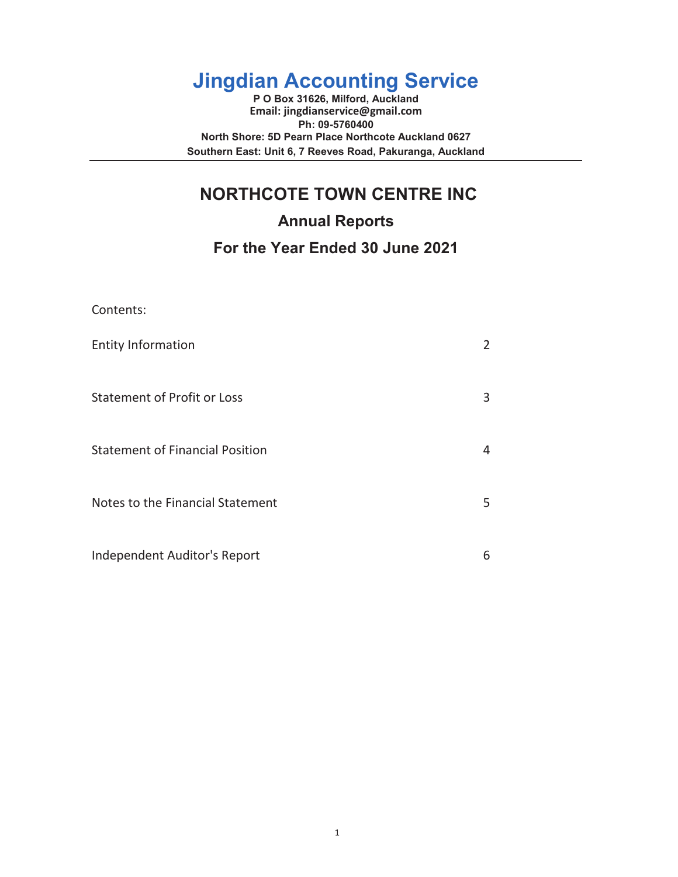# Jingdian Accounting Service

**P O Box 31626, Milford, Auckland**
**Email: jingdianservice@gmail.com**
**Ph: 09-5760400**
**North Shore: 5D Pearn Place Northcote Auckland 0627**
**Southern East: Unit 6, 7 Reeves Road, Pakuranga, Auckland**

---

## NORTHCOTE TOWN CENTRE INC

### Annual Reports

### For the Year Ended 30 June 2021

Contents:

| | |
|---|---|
| Entity Information | 2 |
| Statement of Profit or Loss | 3 |
| Statement of Financial Position | 4 |
| Notes to the Financial Statement | 5 |
| Independent Auditor's Report | 6 |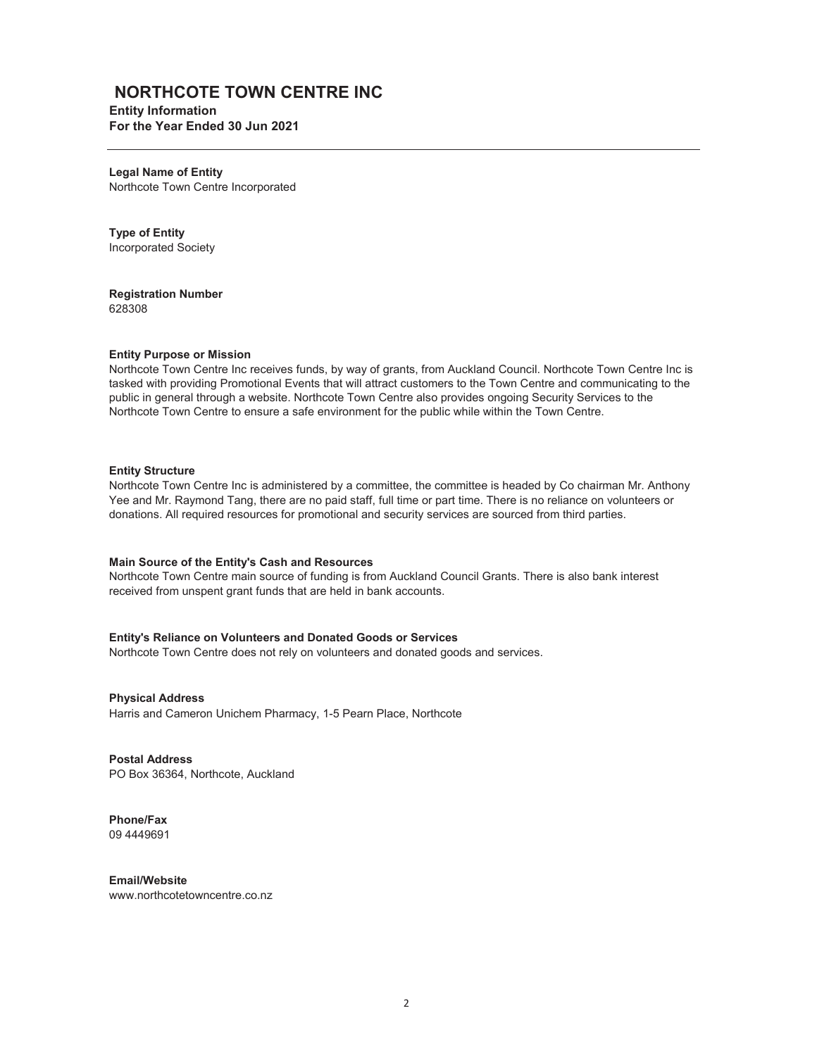# NORTHCOTE TOWN CENTRE INC

**Entity Information**
**For the Year Ended 30 Jun 2021**

---

**Legal Name of Entity**
Northcote Town Centre Incorporated

**Type of Entity**
Incorporated Society

**Registration Number**
628308

**Entity Purpose or Mission**
Northcote Town Centre Inc receives funds, by way of grants, from Auckland Council. Northcote Town Centre Inc is tasked with providing Promotional Events that will attract customers to the Town Centre and communicating to the public in general through a website. Northcote Town Centre also provides ongoing Security Services to the Northcote Town Centre to ensure a safe environment for the public while within the Town Centre.

**Entity Structure**
Northcote Town Centre Inc is administered by a committee, the committee is headed by Co chairman Mr. Anthony Yee and Mr. Raymond Tang, there are no paid staff, full time or part time. There is no reliance on volunteers or donations. All required resources for promotional and security services are sourced from third parties.

**Main Source of the Entity's Cash and Resources**
Northcote Town Centre main source of funding is from Auckland Council Grants. There is also bank interest received from unspent grant funds that are held in bank accounts.

**Entity's Reliance on Volunteers and Donated Goods or Services**
Northcote Town Centre does not rely on volunteers and donated goods and services.

**Physical Address**
Harris and Cameron Unichem Pharmacy, 1-5 Pearn Place, Northcote

**Postal Address**
PO Box 36364, Northcote, Auckland

**Phone/Fax**
09 4449691

**Email/Website**
www.northcotetowncentre.co.nz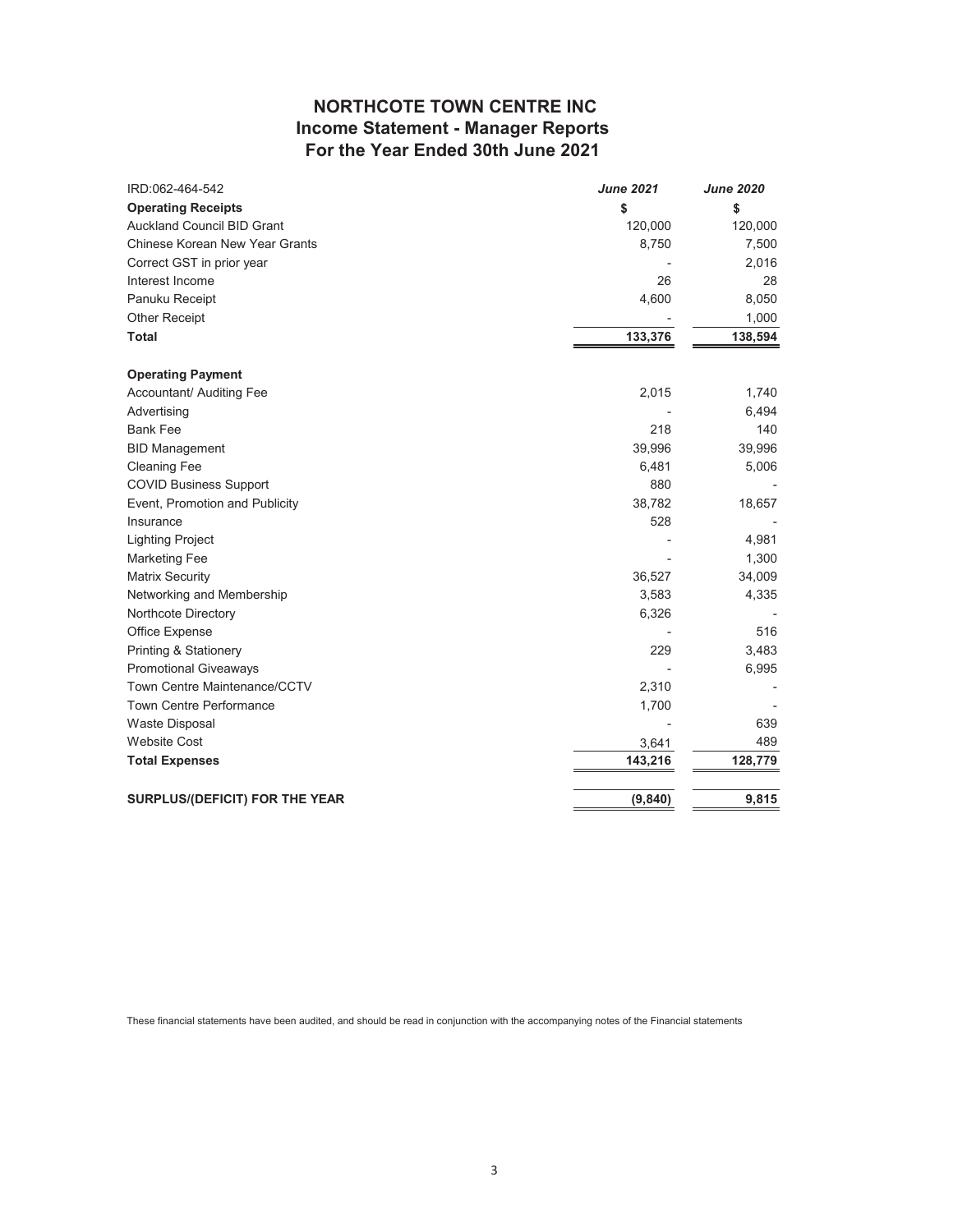# NORTHCOTE TOWN CENTRE INC
## Income Statement - Manager Reports
## For the Year Ended 30th June 2021

| IRD:062-464-542 | *June 2021* | *June 2020* |
|---|---|---|
| **Operating Receipts** | **$** | **$** |
| Auckland Council BID Grant | 120,000 | 120,000 |
| Chinese Korean New Year Grants | 8,750 | 7,500 |
| Correct GST in prior year | - | 2,016 |
| Interest Income | 26 | 28 |
| Panuku Receipt | 4,600 | 8,050 |
| Other Receipt | - | 1,000 |
| **Total** | **133,376** | **138,594** |
| | | |
| **Operating Payment** | | |
| Accountant/ Auditing Fee | 2,015 | 1,740 |
| Advertising | - | 6,494 |
| Bank Fee | 218 | 140 |
| BID Management | 39,996 | 39,996 |
| Cleaning Fee | 6,481 | 5,006 |
| COVID Business Support | 880 | - |
| Event, Promotion and Publicity | 38,782 | 18,657 |
| Insurance | 528 | - |
| Lighting Project | - | 4,981 |
| Marketing Fee | - | 1,300 |
| Matrix Security | 36,527 | 34,009 |
| Networking and Membership | 3,583 | 4,335 |
| Northcote Directory | 6,326 | - |
| Office Expense | - | 516 |
| Printing & Stationery | 229 | 3,483 |
| Promotional Giveaways | - | 6,995 |
| Town Centre Maintenance/CCTV | 2,310 | - |
| Town Centre Performance | 1,700 | - |
| Waste Disposal | - | 639 |
| Website Cost | 3,641 | 489 |
| **Total Expenses** | **143,216** | **128,779** |
| | | |
| **SURPLUS/(DEFICIT) FOR THE YEAR** | **(9,840)** | **9,815** |

These financial statements have been audited, and should be read in conjunction with the accompanying notes of the Financial statements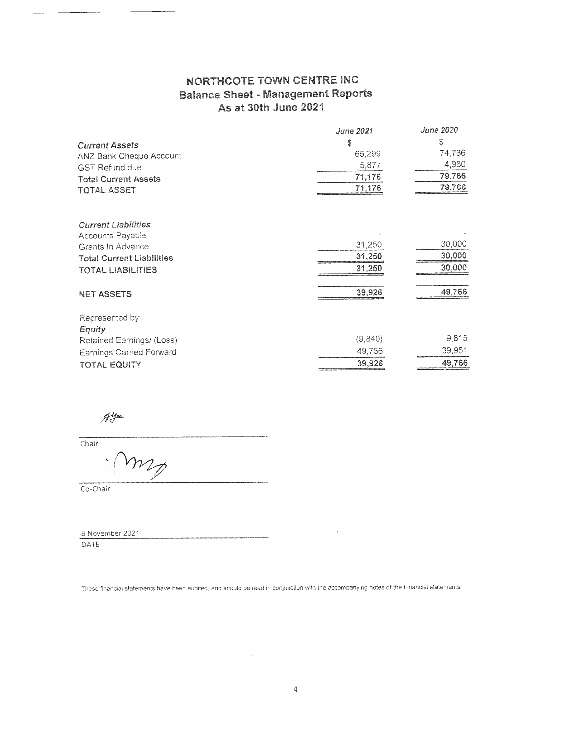# NORTHCOTE TOWN CENTRE INC
## Balance Sheet - Management Reports
## As at 30th June 2021

| | *June 2021* | *June 2020* |
|---|---|---|
| | $ | $ |
| ***Current Assets*** | | |
| ANZ Bank Cheque Account | 65,299 | 74,786 |
| GST Refund due | 5,877 | 4,980 |
| **Total Current Assets** | **71,176** | **79,766** |
| **TOTAL ASSET** | **71,176** | **79,766** |
| | | |
| ***Current Liabilities*** | | |
| Accounts Payable | - | - |
| Grants In Advance | 31,250 | 30,000 |
| **Total Current Liabilities** | **31,250** | **30,000** |
| **TOTAL LIABILITIES** | **31,250** | **30,000** |
| | | |
| **NET ASSETS** | **39,926** | **49,766** |
| | | |
| Represented by: | | |
| ***Equity*** | | |
| Retained Earnings/ (Loss) | (9,840) | 9,815 |
| Earnings Carried Forward | 49,766 | 39,951 |
| **TOTAL EQUITY** | **39,926** | **49,766** |

Chair

Co-Chair

8 November 2021

DATE

These financial statements have been audited, and should be read in conjunction with the accompanying notes of the Financial statements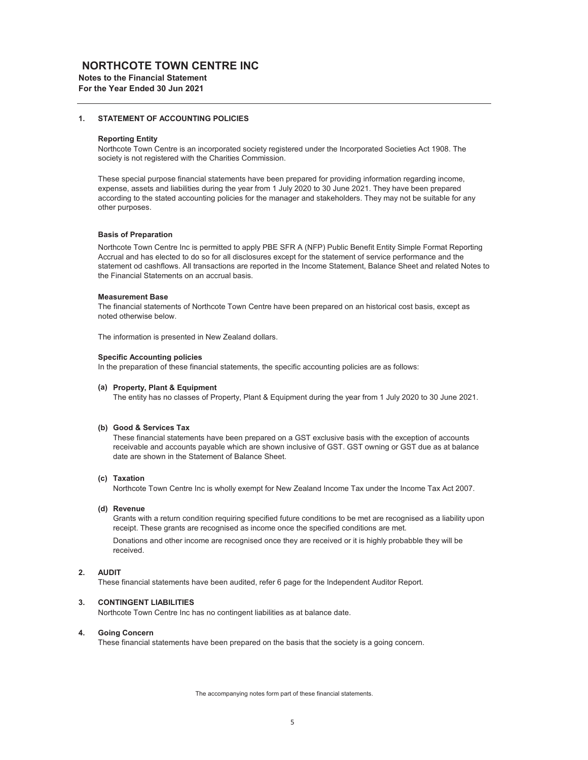# NORTHCOTE TOWN CENTRE INC

**Notes to the Financial Statement**
**For the Year Ended 30 Jun 2021**

## 1. STATEMENT OF ACCOUNTING POLICIES

**Reporting Entity**

Northcote Town Centre is an incorporated society registered under the Incorporated Societies Act 1908. The society is not registered with the Charities Commission.

These special purpose financial statements have been prepared for providing information regarding income, expense, assets and liabilities during the year from 1 July 2020 to 30 June 2021. They have been prepared according to the stated accounting policies for the manager and stakeholders. They may not be suitable for any other purposes.

**Basis of Preparation**

Northcote Town Centre Inc is permitted to apply PBE SFR A (NFP) Public Benefit Entity Simple Format Reporting Accrual and has elected to do so for all disclosures except for the statement of service performance and the statement od cashflows. All transactions are reported in the Income Statement, Balance Sheet and related Notes to the Financial Statements on an accrual basis.

**Measurement Base**

The financial statements of Northcote Town Centre have been prepared on an historical cost basis, except as noted otherwise below.

The information is presented in New Zealand dollars.

**Specific Accounting policies**

In the preparation of these financial statements, the specific accounting policies are as follows:

**(a) Property, Plant & Equipment**

The entity has no classes of Property, Plant & Equipment during the year from 1 July 2020 to 30 June 2021.

**(b) Good & Services Tax**

These financial statements have been prepared on a GST exclusive basis with the exception of accounts receivable and accounts payable which are shown inclusive of GST. GST owning or GST due as at balance date are shown in the Statement of Balance Sheet.

**(c) Taxation**

Northcote Town Centre Inc is wholly exempt for New Zealand Income Tax under the Income Tax Act 2007.

**(d) Revenue**

Grants with a return condition requiring specified future conditions to be met are recognised as a liability upon receipt. These grants are recognised as income once the specified conditions are met.

Donations and other income are recognised once they are received or it is highly probabble they will be received.

## 2. AUDIT

These financial statements have been audited, refer 6 page for the Independent Auditor Report.

## 3. CONTINGENT LIABILITIES

Northcote Town Centre Inc has no contingent liabilities as at balance date.

## 4. Going Concern

These financial statements have been prepared on the basis that the society is a going concern.

The accompanying notes form part of these financial statements.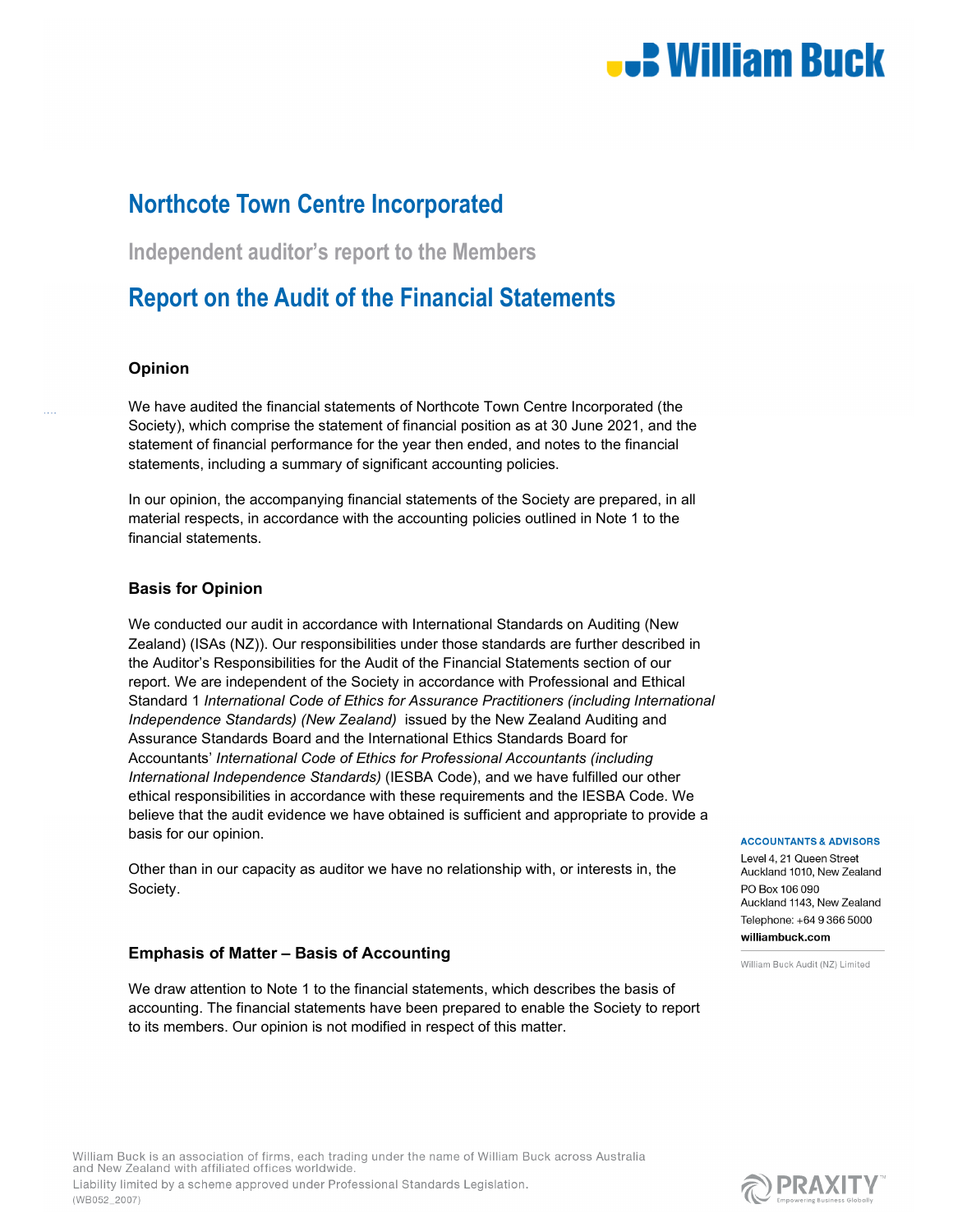# Northcote Town Centre Incorporated

## Independent auditor's report to the Members

## Report on the Audit of the Financial Statements

### Opinion

We have audited the financial statements of Northcote Town Centre Incorporated (the Society), which comprise the statement of financial position as at 30 June 2021, and the statement of financial performance for the year then ended, and notes to the financial statements, including a summary of significant accounting policies.

In our opinion, the accompanying financial statements of the Society are prepared, in all material respects, in accordance with the accounting policies outlined in Note 1 to the financial statements.

### Basis for Opinion

We conducted our audit in accordance with International Standards on Auditing (New Zealand) (ISAs (NZ)). Our responsibilities under those standards are further described in the Auditor's Responsibilities for the Audit of the Financial Statements section of our report. We are independent of the Society in accordance with Professional and Ethical Standard 1 *International Code of Ethics for Assurance Practitioners (including International Independence Standards) (New Zealand)* issued by the New Zealand Auditing and Assurance Standards Board and the International Ethics Standards Board for Accountants' *International Code of Ethics for Professional Accountants (including International Independence Standards)* (IESBA Code), and we have fulfilled our other ethical responsibilities in accordance with these requirements and the IESBA Code. We believe that the audit evidence we have obtained is sufficient and appropriate to provide a basis for our opinion.

Other than in our capacity as auditor we have no relationship with, or interests in, the Society.

### Emphasis of Matter – Basis of Accounting

We draw attention to Note 1 to the financial statements, which describes the basis of accounting. The financial statements have been prepared to enable the Society to report to its members. Our opinion is not modified in respect of this matter.

**ACCOUNTANTS & ADVISORS**
Level 4, 21 Queen Street
Auckland 1010, New Zealand
PO Box 106 090
Auckland 1143, New Zealand
Telephone: +64 9 366 5000
**williambuck.com**

William Buck Audit (NZ) Limited

William Buck is an association of firms, each trading under the name of William Buck across Australia and New Zealand with affiliated offices worldwide.
Liability limited by a scheme approved under Professional Standards Legislation.
(WB052_2007)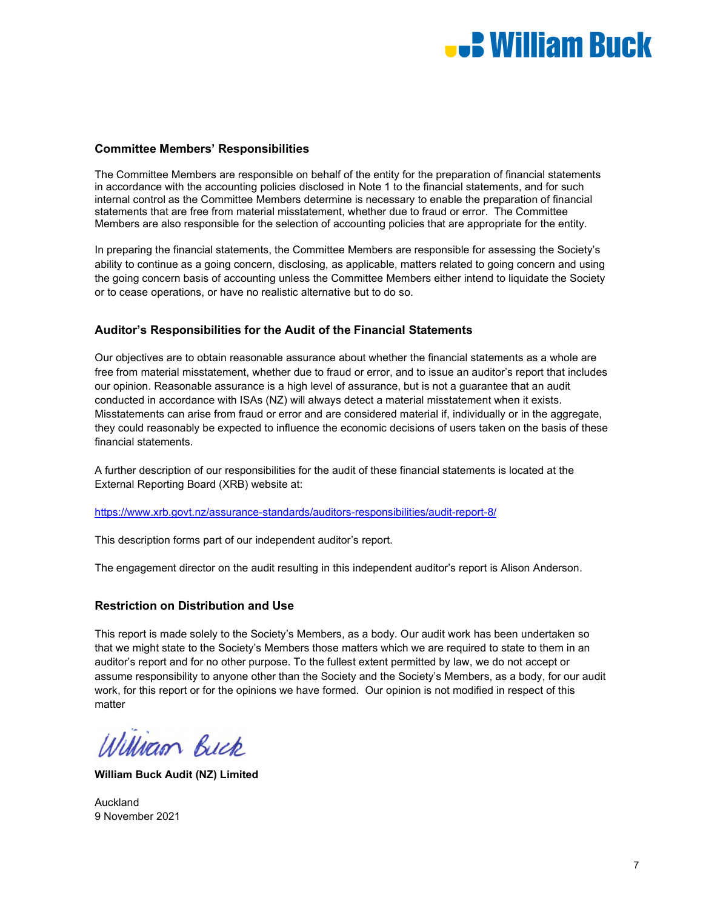### Committee Members' Responsibilities

The Committee Members are responsible on behalf of the entity for the preparation of financial statements in accordance with the accounting policies disclosed in Note 1 to the financial statements, and for such internal control as the Committee Members determine is necessary to enable the preparation of financial statements that are free from material misstatement, whether due to fraud or error. The Committee Members are also responsible for the selection of accounting policies that are appropriate for the entity.

In preparing the financial statements, the Committee Members are responsible for assessing the Society's ability to continue as a going concern, disclosing, as applicable, matters related to going concern and using the going concern basis of accounting unless the Committee Members either intend to liquidate the Society or to cease operations, or have no realistic alternative but to do so.

### Auditor's Responsibilities for the Audit of the Financial Statements

Our objectives are to obtain reasonable assurance about whether the financial statements as a whole are free from material misstatement, whether due to fraud or error, and to issue an auditor's report that includes our opinion. Reasonable assurance is a high level of assurance, but is not a guarantee that an audit conducted in accordance with ISAs (NZ) will always detect a material misstatement when it exists. Misstatements can arise from fraud or error and are considered material if, individually or in the aggregate, they could reasonably be expected to influence the economic decisions of users taken on the basis of these financial statements.

A further description of our responsibilities for the audit of these financial statements is located at the External Reporting Board (XRB) website at:

https://www.xrb.govt.nz/assurance-standards/auditors-responsibilities/audit-report-8/

This description forms part of our independent auditor's report.

The engagement director on the audit resulting in this independent auditor's report is Alison Anderson.

### Restriction on Distribution and Use

This report is made solely to the Society's Members, as a body. Our audit work has been undertaken so that we might state to the Society's Members those matters which we are required to state to them in an auditor's report and for no other purpose. To the fullest extent permitted by law, we do not accept or assume responsibility to anyone other than the Society and the Society's Members, as a body, for our audit work, for this report or for the opinions we have formed. Our opinion is not modified in respect of this matter

William Buck

**William Buck Audit (NZ) Limited**

Auckland
9 November 2021